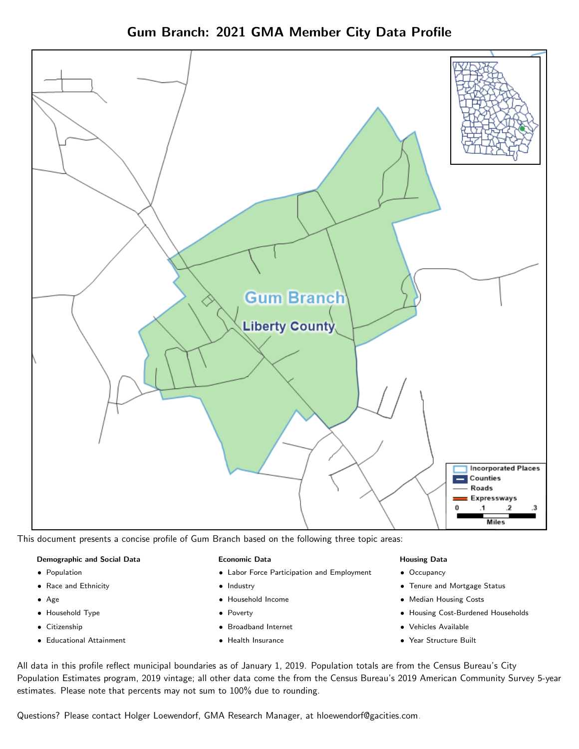# Gum Branch: 2021 GMA Member City Data Profile

Gum Branch

Liberty County

Incorporated Places

Counties

Roads

Expressways

0 .1 .2 .3

Miles

This document presents a concise profile of Gum Branch based on the following three topic areas:

**Demographic and Social Data**

- Population
- Race and Ethnicity
- Age
- Household Type
- Citizenship
- Educational Attainment

**Economic Data**

- Labor Force Participation and Employment
- Industry
- Household Income
- Poverty
- Broadband Internet
- Health Insurance

**Housing Data**

- Occupancy
- Tenure and Mortgage Status
- Median Housing Costs
- Housing Cost-Burdened Households
- Vehicles Available
- Year Structure Built

All data in this profile reflect municipal boundaries as of January 1, 2019. Population totals are from the Census Bureau's City Population Estimates program, 2019 vintage; all other data come the from the Census Bureau's 2019 American Community Survey 5-year estimates. Please note that percents may not sum to 100% due to rounding.

Questions? Please contact Holger Loewendorf, GMA Research Manager, at hloewendorf@gacities.com.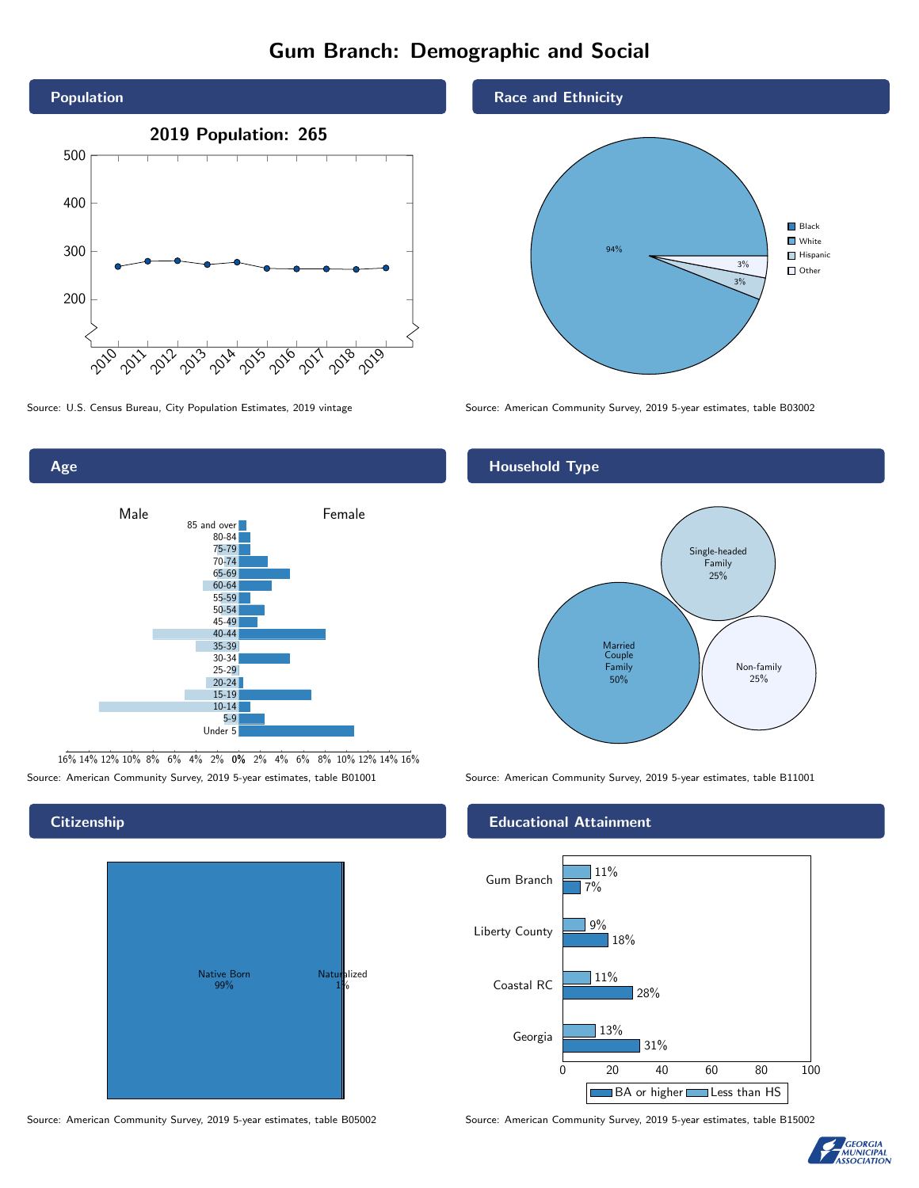# Gum Branch: Demographic and Social

## Population

2019 Population: 265

Source: U.S. Census Bureau, City Population Estimates, 2019 vintage

## Race and Ethnicity

- Black
- White
- Hispanic
- Other

94%, 3%, 3%

Source: American Community Survey, 2019 5-year estimates, table B03002

## Age

Male / Female

Source: American Community Survey, 2019 5-year estimates, table B01001

## Household Type

| Household Type | Share |
| --- | --- |
| Married Couple Family | 50% |
| Single-headed Family | 25% |
| Non-family | 25% |

Source: American Community Survey, 2019 5-year estimates, table B11001

## Citizenship

| Citizenship | Share |
| --- | --- |
| Native Born | 99% |
| Naturalized | 1% |

Source: American Community Survey, 2019 5-year estimates, table B05002

## Educational Attainment

| Area | Less than HS | BA or higher |
| --- | --- | --- |
| Gum Branch | 11% | 7% |
| Liberty County | 9% | 18% |
| Coastal RC | 11% | 28% |
| Georgia | 13% | 31% |

Source: American Community Survey, 2019 5-year estimates, table B15002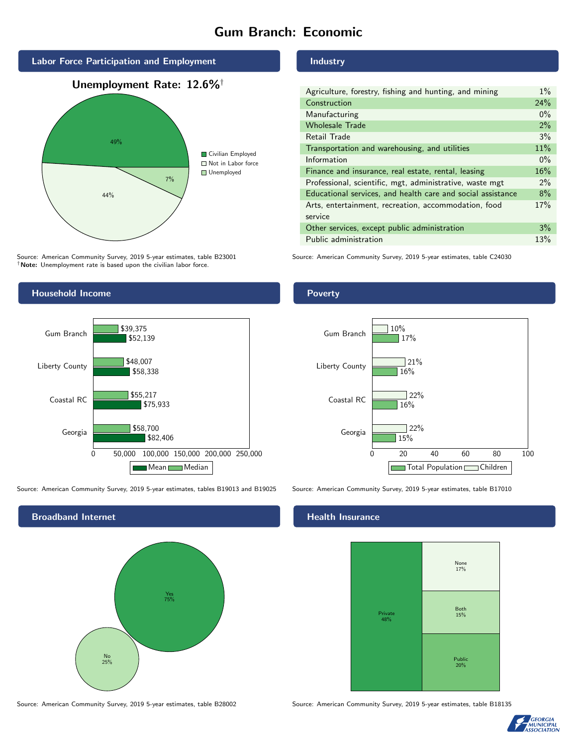# Gum Branch: Economic

## Labor Force Participation and Employment

**Unemployment Rate: 12.6%†**

| Category | Percent |
|---|---|
| Civilian Employed | 49% |
| Not in Labor force | 44% |
| Unemployed | 7% |

Source: American Community Survey, 2019 5-year estimates, table B23001
†**Note:** Unemployment rate is based upon the civilian labor force.

## Industry

| Industry | Percent |
|---|---|
| Agriculture, forestry, fishing and hunting, and mining | 1% |
| Construction | 24% |
| Manufacturing | 0% |
| Wholesale Trade | 2% |
| Retail Trade | 3% |
| Transportation and warehousing, and utilities | 11% |
| Information | 0% |
| Finance and insurance, real estate, rental, leasing | 16% |
| Professional, scientific, mgt, administrative, waste mgt | 2% |
| Educational services, and health care and social assistance | 8% |
| Arts, entertainment, recreation, accommodation, food service | 17% |
| Other services, except public administration | 3% |
| Public administration | 13% |

Source: American Community Survey, 2019 5-year estimates, table C24030

## Household Income

| | Median | Mean |
|---|---|---|
| Gum Branch | $39,375 | $52,139 |
| Liberty County | $48,007 | $58,338 |
| Coastal RC | $55,217 | $75,933 |
| Georgia | $58,700 | $82,406 |

Source: American Community Survey, 2019 5-year estimates, tables B19013 and B19025

## Poverty

| | Children | Total Population |
|---|---|---|
| Gum Branch | 10% | 17% |
| Liberty County | 21% | 16% |
| Coastal RC | 22% | 16% |
| Georgia | 22% | 15% |

Source: American Community Survey, 2019 5-year estimates, table B17010

## Broadband Internet

| | Percent |
|---|---|
| Yes | 75% |
| No | 25% |

Source: American Community Survey, 2019 5-year estimates, table B28002

## Health Insurance

| | Percent |
|---|---|
| Private | 48% |
| Public | 20% |
| Both | 15% |
| None | 17% |

Source: American Community Survey, 2019 5-year estimates, table B18135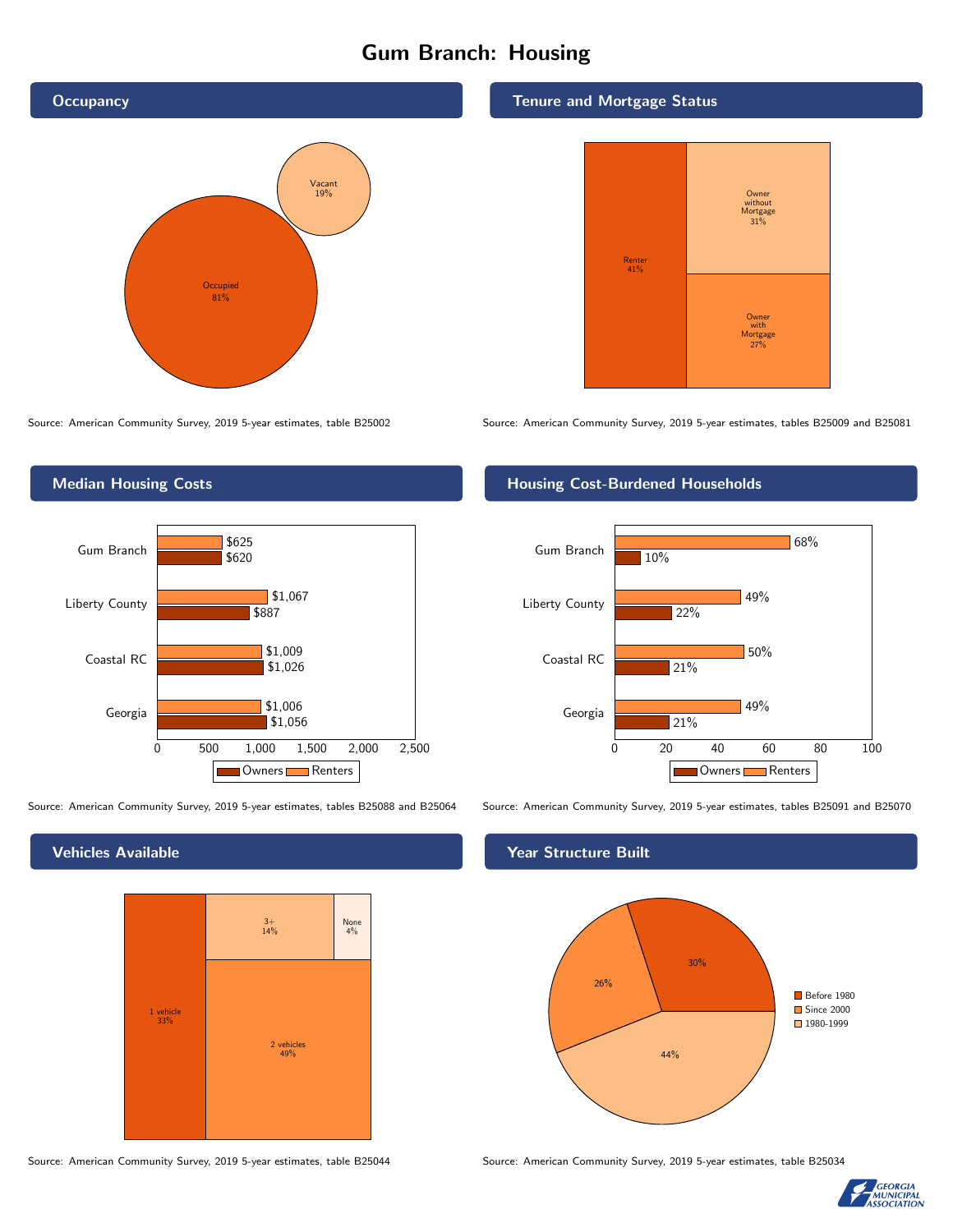# Gum Branch: Housing

## Occupancy

Vacant
19%

Occupied
81%

Source: American Community Survey, 2019 5-year estimates, table B25002

## Tenure and Mortgage Status

Renter
41%

Owner without Mortgage
31%

Owner with Mortgage
27%

Source: American Community Survey, 2019 5-year estimates, tables B25009 and B25081

## Median Housing Costs

Gum Branch
$625
$620

Liberty County
$1,067
$887

Coastal RC
$1,009
$1,026

Georgia
$1,006
$1,056

0 500 1,000 1,500 2,000 2,500

Owners Renters

Source: American Community Survey, 2019 5-year estimates, tables B25088 and B25064

## Housing Cost-Burdened Households

Gum Branch
68%
10%

Liberty County
49%
22%

Coastal RC
50%
21%

Georgia
49%
21%

0 20 40 60 80 100

Owners Renters

Source: American Community Survey, 2019 5-year estimates, tables B25091 and B25070

## Vehicles Available

1 vehicle
33%

3+
14%

None
4%

2 vehicles
49%

Source: American Community Survey, 2019 5-year estimates, table B25044

## Year Structure Built

30%
26%
44%

Before 1980
Since 2000
1980-1999

Source: American Community Survey, 2019 5-year estimates, table B25034